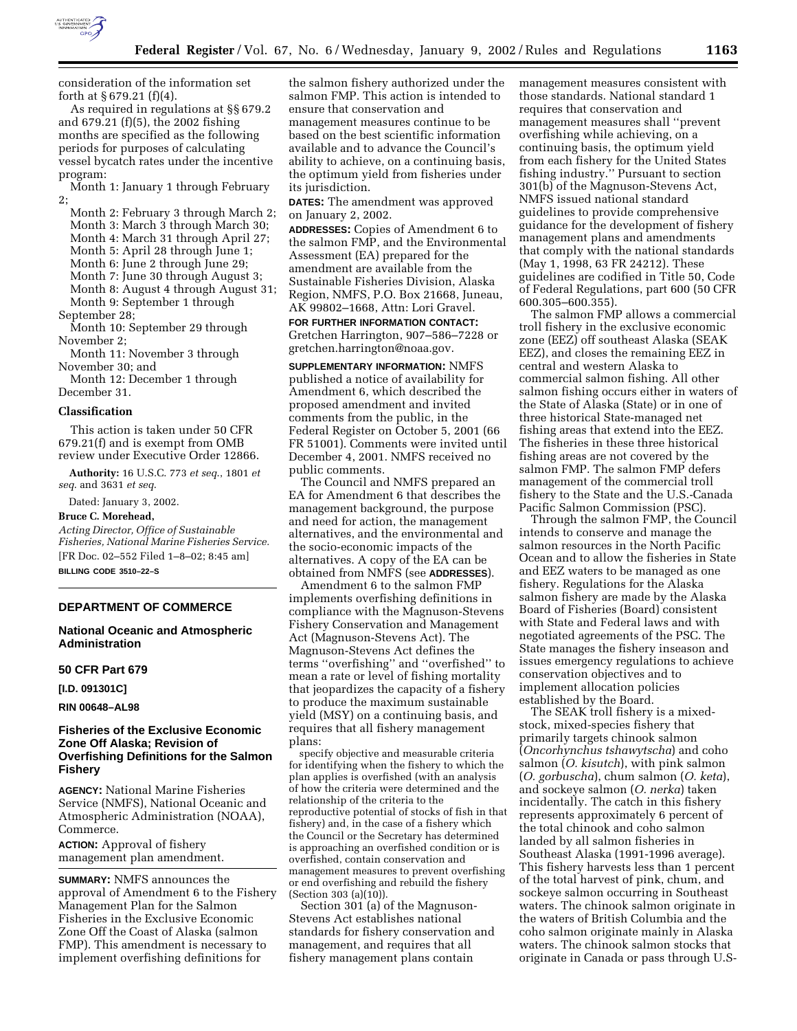consideration of the information set forth at § 679.21 (f)(4).

As required in regulations at §§ 679.2 and 679.21 (f)(5), the 2002 fishing months are specified as the following periods for purposes of calculating vessel bycatch rates under the incentive program:

Month 1: January 1 through February 2;

Month 2: February 3 through March 2;

Month 3: March 3 through March 30;

Month 4: March 31 through April 27;

Month 5: April 28 through June 1;

Month 6: June 2 through June 29;

Month 7: June 30 through August 3;

Month 8: August 4 through August 31;

Month 9: September 1 through September 28;

Month 10: September 29 through November 2;

Month 11: November 3 through November 30; and

Month 12: December 1 through December 31.

### Classification

This action is taken under 50 CFR 679.21(f) and is exempt from OMB review under Executive Order 12866.

**Authority:** 16 U.S.C. 773 *et seq.*, 1801 *et seq.* and 3631 *et seq.*

Dated: January 3, 2002.

**Bruce C. Morehead,**

*Acting Director, Office of Sustainable Fisheries, National Marine Fisheries Service.*

[FR Doc. 02–552 Filed 1–8–02; 8:45 am]

**BILLING CODE 3510–22–S**

---

## DEPARTMENT OF COMMERCE

### National Oceanic and Atmospheric Administration

### 50 CFR Part 679

**[I.D. 091301C]**

**RIN 00648–AL98**

### Fisheries of the Exclusive Economic Zone Off Alaska; Revision of Overfishing Definitions for the Salmon Fishery

**AGENCY:** National Marine Fisheries Service (NMFS), National Oceanic and Atmospheric Administration (NOAA), Commerce.

**ACTION:** Approval of fishery management plan amendment.

**SUMMARY:** NMFS announces the approval of Amendment 6 to the Fishery Management Plan for the Salmon Fisheries in the Exclusive Economic Zone Off the Coast of Alaska (salmon FMP). This amendment is necessary to implement overfishing definitions for the salmon fishery authorized under the salmon FMP. This action is intended to ensure that conservation and management measures continue to be based on the best scientific information available and to advance the Council's ability to achieve, on a continuing basis, the optimum yield from fisheries under its jurisdiction.

**DATES:** The amendment was approved on January 2, 2002.

**ADDRESSES:** Copies of Amendment 6 to the salmon FMP, and the Environmental Assessment (EA) prepared for the amendment are available from the Sustainable Fisheries Division, Alaska Region, NMFS, P.O. Box 21668, Juneau, AK 99802–1668, Attn: Lori Gravel.

**FOR FURTHER INFORMATION CONTACT:** Gretchen Harrington, 907–586–7228 or gretchen.harrington@noaa.gov.

**SUPPLEMENTARY INFORMATION:** NMFS published a notice of availability for Amendment 6, which described the proposed amendment and invited comments from the public, in the Federal Register on October 5, 2001 (66 FR 51001). Comments were invited until December 4, 2001. NMFS received no public comments.

The Council and NMFS prepared an EA for Amendment 6 that describes the management background, the purpose and need for action, the management alternatives, and the environmental and the socio-economic impacts of the alternatives. A copy of the EA can be obtained from NMFS (see **ADDRESSES**).

Amendment 6 to the salmon FMP implements overfishing definitions in compliance with the Magnuson-Stevens Fishery Conservation and Management Act (Magnuson-Stevens Act). The Magnuson-Stevens Act defines the terms ''overfishing'' and ''overfished'' to mean a rate or level of fishing mortality that jeopardizes the capacity of a fishery to produce the maximum sustainable yield (MSY) on a continuing basis, and requires that all fishery management plans:

> specify objective and measurable criteria for identifying when the fishery to which the plan applies is overfished (with an analysis of how the criteria were determined and the relationship of the criteria to the reproductive potential of stocks of fish in that fishery) and, in the case of a fishery which the Council or the Secretary has determined is approaching an overfished condition or is overfished, contain conservation and management measures to prevent overfishing or end overfishing and rebuild the fishery (Section 303 (a)(10)).

Section 301 (a) of the Magnuson-Stevens Act establishes national standards for fishery conservation and management, and requires that all fishery management plans contain management measures consistent with those standards. National standard 1 requires that conservation and management measures shall ''prevent overfishing while achieving, on a continuing basis, the optimum yield from each fishery for the United States fishing industry.'' Pursuant to section 301(b) of the Magnuson-Stevens Act, NMFS issued national standard guidelines to provide comprehensive guidance for the development of fishery management plans and amendments that comply with the national standards (May 1, 1998, 63 FR 24212). These guidelines are codified in Title 50, Code of Federal Regulations, part 600 (50 CFR 600.305–600.355).

The salmon FMP allows a commercial troll fishery in the exclusive economic zone (EEZ) off southeast Alaska (SEAK EEZ), and closes the remaining EEZ in central and western Alaska to commercial salmon fishing. All other salmon fishing occurs either in waters of the State of Alaska (State) or in one of three historical State-managed net fishing areas that extend into the EEZ. The fisheries in these three historical fishing areas are not covered by the salmon FMP. The salmon FMP defers management of the commercial troll fishery to the State and the U.S.-Canada Pacific Salmon Commission (PSC).

Through the salmon FMP, the Council intends to conserve and manage the salmon resources in the North Pacific Ocean and to allow the fisheries in State and EEZ waters to be managed as one fishery. Regulations for the Alaska salmon fishery are made by the Alaska Board of Fisheries (Board) consistent with State and Federal laws and with negotiated agreements of the PSC. The State manages the fishery inseason and issues emergency regulations to achieve conservation objectives and to implement allocation policies established by the Board.

The SEAK troll fishery is a mixed-stock, mixed-species fishery that primarily targets chinook salmon (*Oncorhynchus tshawytscha*) and coho salmon (*O. kisutch*), with pink salmon (*O. gorbuscha*), chum salmon (*O. keta*), and sockeye salmon (*O. nerka*) taken incidentally. The catch in this fishery represents approximately 6 percent of the total chinook and coho salmon landed by all salmon fisheries in Southeast Alaska (1991-1996 average). This fishery harvests less than 1 percent of the total harvest of pink, chum, and sockeye salmon occurring in Southeast waters. The chinook salmon originate in the waters of British Columbia and the coho salmon originate mainly in Alaska waters. The chinook salmon stocks that originate in Canada or pass through U.S-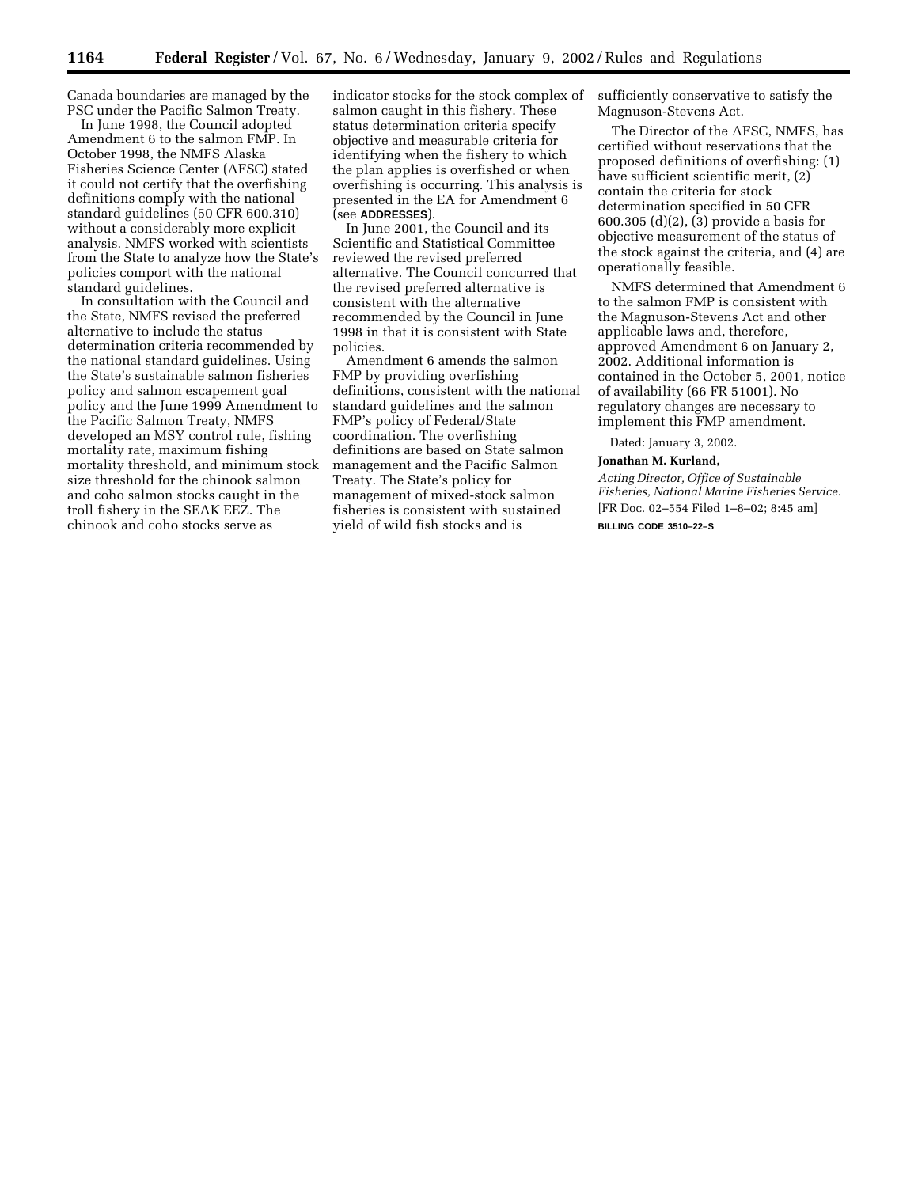Canada boundaries are managed by the PSC under the Pacific Salmon Treaty.

In June 1998, the Council adopted Amendment 6 to the salmon FMP. In October 1998, the NMFS Alaska Fisheries Science Center (AFSC) stated it could not certify that the overfishing definitions comply with the national standard guidelines (50 CFR 600.310) without a considerably more explicit analysis. NMFS worked with scientists from the State to analyze how the State's policies comport with the national standard guidelines.

In consultation with the Council and the State, NMFS revised the preferred alternative to include the status determination criteria recommended by the national standard guidelines. Using the State's sustainable salmon fisheries policy and salmon escapement goal policy and the June 1999 Amendment to the Pacific Salmon Treaty, NMFS developed an MSY control rule, fishing mortality rate, maximum fishing mortality threshold, and minimum stock size threshold for the chinook salmon and coho salmon stocks caught in the troll fishery in the SEAK EEZ. The chinook and coho stocks serve as indicator stocks for the stock complex of salmon caught in this fishery. These status determination criteria specify objective and measurable criteria for identifying when the fishery to which the plan applies is overfished or when overfishing is occurring. This analysis is presented in the EA for Amendment 6 (see **ADDRESSES**).

In June 2001, the Council and its Scientific and Statistical Committee reviewed the revised preferred alternative. The Council concurred that the revised preferred alternative is consistent with the alternative recommended by the Council in June 1998 in that it is consistent with State policies.

Amendment 6 amends the salmon FMP by providing overfishing definitions, consistent with the national standard guidelines and the salmon FMP's policy of Federal/State coordination. The overfishing definitions are based on State salmon management and the Pacific Salmon Treaty. The State's policy for management of mixed-stock salmon fisheries is consistent with sustained yield of wild fish stocks and is sufficiently conservative to satisfy the Magnuson-Stevens Act.

The Director of the AFSC, NMFS, has certified without reservations that the proposed definitions of overfishing: (1) have sufficient scientific merit, (2) contain the criteria for stock determination specified in 50 CFR 600.305 (d)(2), (3) provide a basis for objective measurement of the status of the stock against the criteria, and (4) are operationally feasible.

NMFS determined that Amendment 6 to the salmon FMP is consistent with the Magnuson-Stevens Act and other applicable laws and, therefore, approved Amendment 6 on January 2, 2002. Additional information is contained in the October 5, 2001, notice of availability (66 FR 51001). No regulatory changes are necessary to implement this FMP amendment.

Dated: January 3, 2002.

**Jonathan M. Kurland,**

*Acting Director, Office of Sustainable Fisheries, National Marine Fisheries Service.*

[FR Doc. 02–554 Filed 1–8–02; 8:45 am]

**BILLING CODE 3510–22–S**